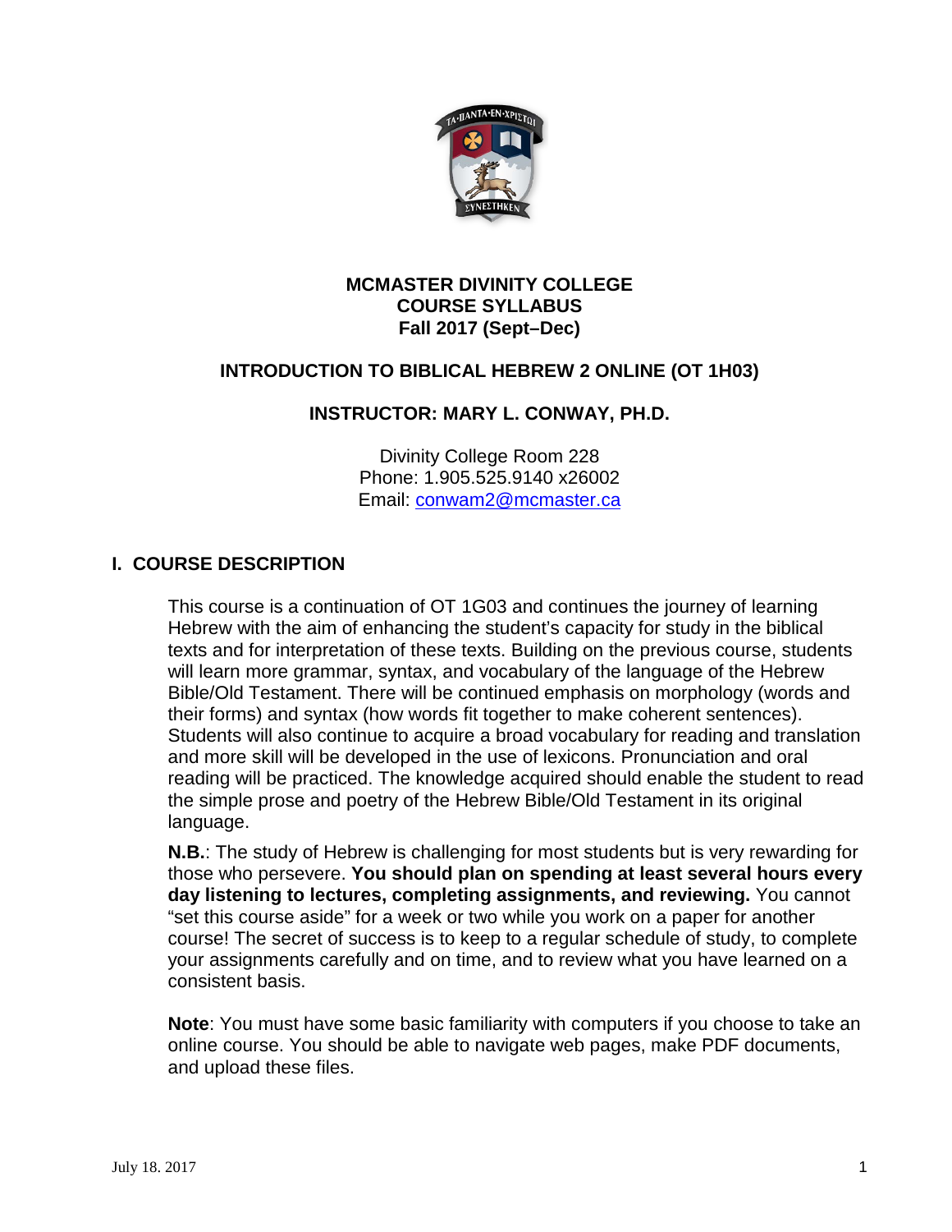**MCMASTER DIVINITY COLLEGE**
**COURSE SYLLABUS**
**Fall 2017 (Sept–Dec)**

**INTRODUCTION TO BIBLICAL HEBREW 2 ONLINE (OT 1H03)**

**INSTRUCTOR: MARY L. CONWAY, PH.D.**

Divinity College Room 228
Phone: 1.905.525.9140 x26002
Email: conwam2@mcmaster.ca

## I. COURSE DESCRIPTION

This course is a continuation of OT 1G03 and continues the journey of learning Hebrew with the aim of enhancing the student's capacity for study in the biblical texts and for interpretation of these texts. Building on the previous course, students will learn more grammar, syntax, and vocabulary of the language of the Hebrew Bible/Old Testament. There will be continued emphasis on morphology (words and their forms) and syntax (how words fit together to make coherent sentences). Students will also continue to acquire a broad vocabulary for reading and translation and more skill will be developed in the use of lexicons. Pronunciation and oral reading will be practiced. The knowledge acquired should enable the student to read the simple prose and poetry of the Hebrew Bible/Old Testament in its original language.

**N.B.**: The study of Hebrew is challenging for most students but is very rewarding for those who persevere. **You should plan on spending at least several hours every day listening to lectures, completing assignments, and reviewing.** You cannot "set this course aside" for a week or two while you work on a paper for another course! The secret of success is to keep to a regular schedule of study, to complete your assignments carefully and on time, and to review what you have learned on a consistent basis.

**Note**: You must have some basic familiarity with computers if you choose to take an online course. You should be able to navigate web pages, make PDF documents, and upload these files.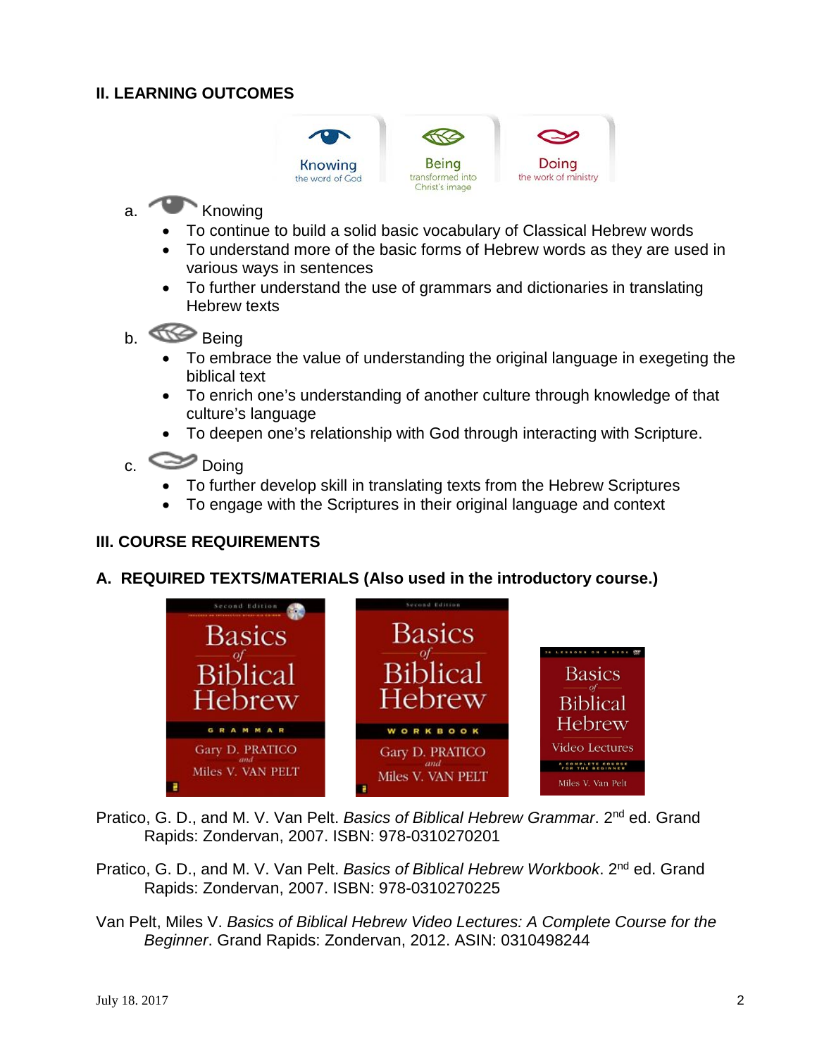## II. LEARNING OUTCOMES

a. Knowing

- To continue to build a solid basic vocabulary of Classical Hebrew words
- To understand more of the basic forms of Hebrew words as they are used in various ways in sentences
- To further understand the use of grammars and dictionaries in translating Hebrew texts

b. Being

- To embrace the value of understanding the original language in exegeting the biblical text
- To enrich one's understanding of another culture through knowledge of that culture's language
- To deepen one's relationship with God through interacting with Scripture.

c. Doing

- To further develop skill in translating texts from the Hebrew Scriptures
- To engage with the Scriptures in their original language and context

## III. COURSE REQUIREMENTS

### A. REQUIRED TEXTS/MATERIALS (Also used in the introductory course.)

Pratico, G. D., and M. V. Van Pelt. *Basics of Biblical Hebrew Grammar*. 2nd ed. Grand Rapids: Zondervan, 2007. ISBN: 978-0310270201

Pratico, G. D., and M. V. Van Pelt. *Basics of Biblical Hebrew Workbook*. 2nd ed. Grand Rapids: Zondervan, 2007. ISBN: 978-0310270225

Van Pelt, Miles V. *Basics of Biblical Hebrew Video Lectures: A Complete Course for the Beginner*. Grand Rapids: Zondervan, 2012. ASIN: 0310498244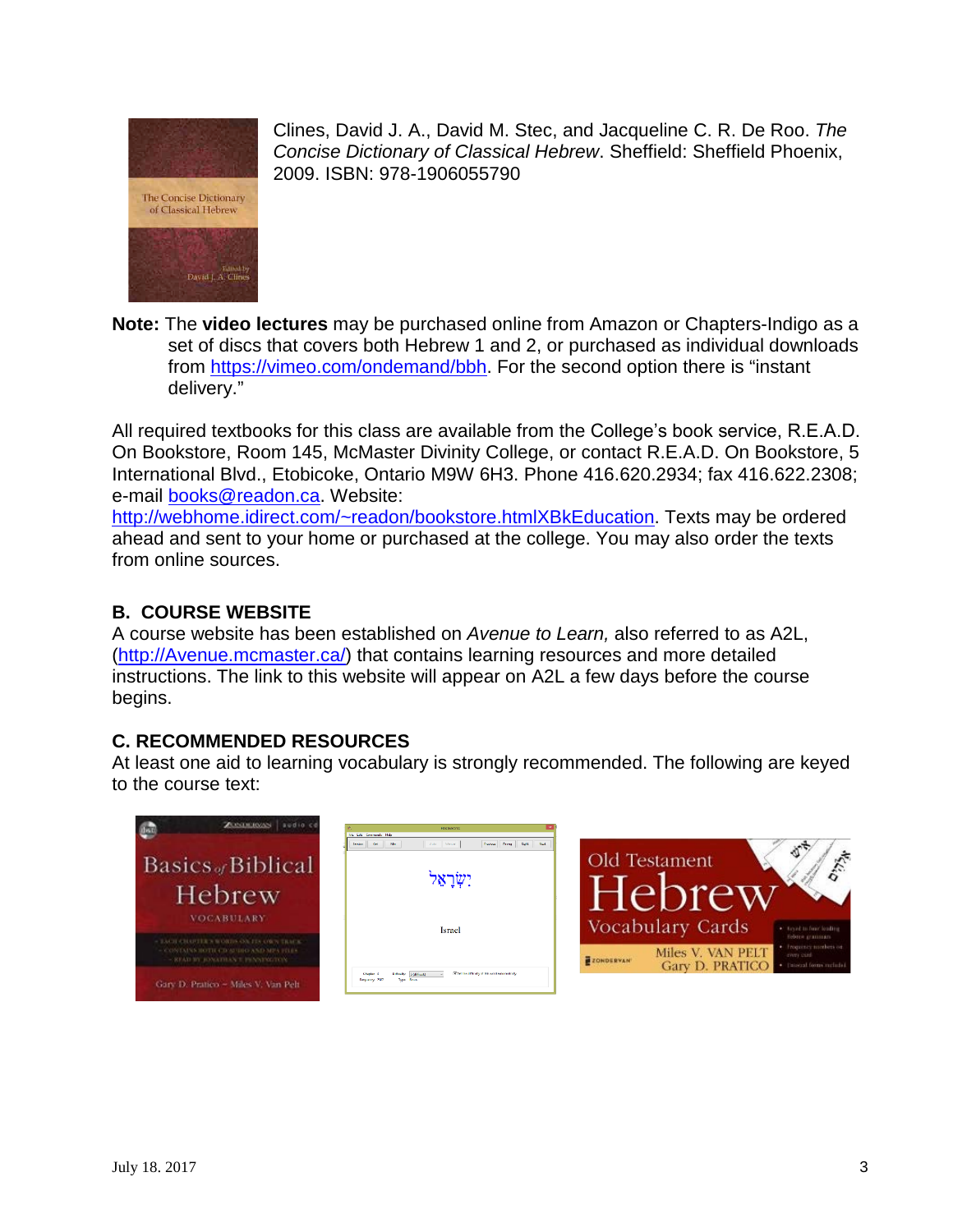Clines, David J. A., David M. Stec, and Jacqueline C. R. De Roo. *The Concise Dictionary of Classical Hebrew*. Sheffield: Sheffield Phoenix, 2009. ISBN: 978-1906055790

**Note:** The **video lectures** may be purchased online from Amazon or Chapters-Indigo as a set of discs that covers both Hebrew 1 and 2, or purchased as individual downloads from https://vimeo.com/ondemand/bbh. For the second option there is "instant delivery."

All required textbooks for this class are available from the College's book service, R.E.A.D. On Bookstore, Room 145, McMaster Divinity College, or contact R.E.A.D. On Bookstore, 5 International Blvd., Etobicoke, Ontario M9W 6H3. Phone 416.620.2934; fax 416.622.2308; e-mail books@readon.ca. Website: http://webhome.idirect.com/~readon/bookstore.htmlXBkEducation. Texts may be ordered ahead and sent to your home or purchased at the college. You may also order the texts from online sources.

## B. COURSE WEBSITE

A course website has been established on *Avenue to Learn,* also referred to as A2L, (http://Avenue.mcmaster.ca/) that contains learning resources and more detailed instructions. The link to this website will appear on A2L a few days before the course begins.

## C. RECOMMENDED RESOURCES

At least one aid to learning vocabulary is strongly recommended. The following are keyed to the course text: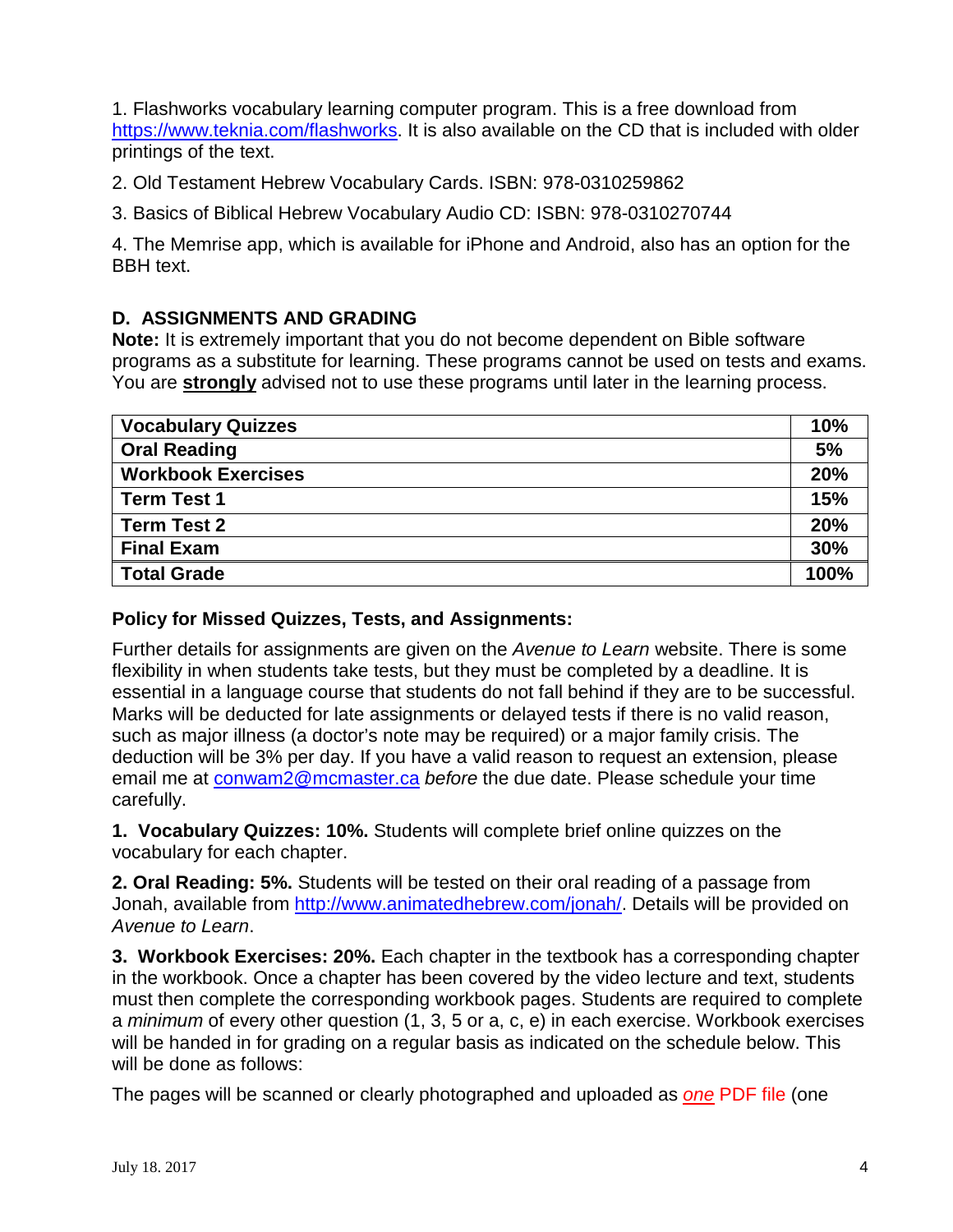1. Flashworks vocabulary learning computer program. This is a free download from https://www.teknia.com/flashworks. It is also available on the CD that is included with older printings of the text.

2. Old Testament Hebrew Vocabulary Cards. ISBN: 978-0310259862

3. Basics of Biblical Hebrew Vocabulary Audio CD: ISBN: 978-0310270744

4. The Memrise app, which is available for iPhone and Android, also has an option for the BBH text.

### D. ASSIGNMENTS AND GRADING

**Note:** It is extremely important that you do not become dependent on Bible software programs as a substitute for learning. These programs cannot be used on tests and exams. You are **strongly** advised not to use these programs until later in the learning process.

| **Vocabulary Quizzes** | **10%** |
|---|---|
| **Oral Reading** | **5%** |
| **Workbook Exercises** | **20%** |
| **Term Test 1** | **15%** |
| **Term Test 2** | **20%** |
| **Final Exam** | **30%** |
| **Total Grade** | **100%** |

#### Policy for Missed Quizzes, Tests, and Assignments:

Further details for assignments are given on the *Avenue to Learn* website. There is some flexibility in when students take tests, but they must be completed by a deadline. It is essential in a language course that students do not fall behind if they are to be successful. Marks will be deducted for late assignments or delayed tests if there is no valid reason, such as major illness (a doctor's note may be required) or a major family crisis. The deduction will be 3% per day. If you have a valid reason to request an extension, please email me at conwam2@mcmaster.ca *before* the due date. Please schedule your time carefully.

**1. Vocabulary Quizzes: 10%.** Students will complete brief online quizzes on the vocabulary for each chapter.

**2. Oral Reading: 5%.** Students will be tested on their oral reading of a passage from Jonah, available from http://www.animatedhebrew.com/jonah/. Details will be provided on *Avenue to Learn*.

**3. Workbook Exercises: 20%.** Each chapter in the textbook has a corresponding chapter in the workbook. Once a chapter has been covered by the video lecture and text, students must then complete the corresponding workbook pages. Students are required to complete a *minimum* of every other question (1, 3, 5 or a, c, e) in each exercise. Workbook exercises will be handed in for grading on a regular basis as indicated on the schedule below. This will be done as follows:

The pages will be scanned or clearly photographed and uploaded as ***one*** PDF file (one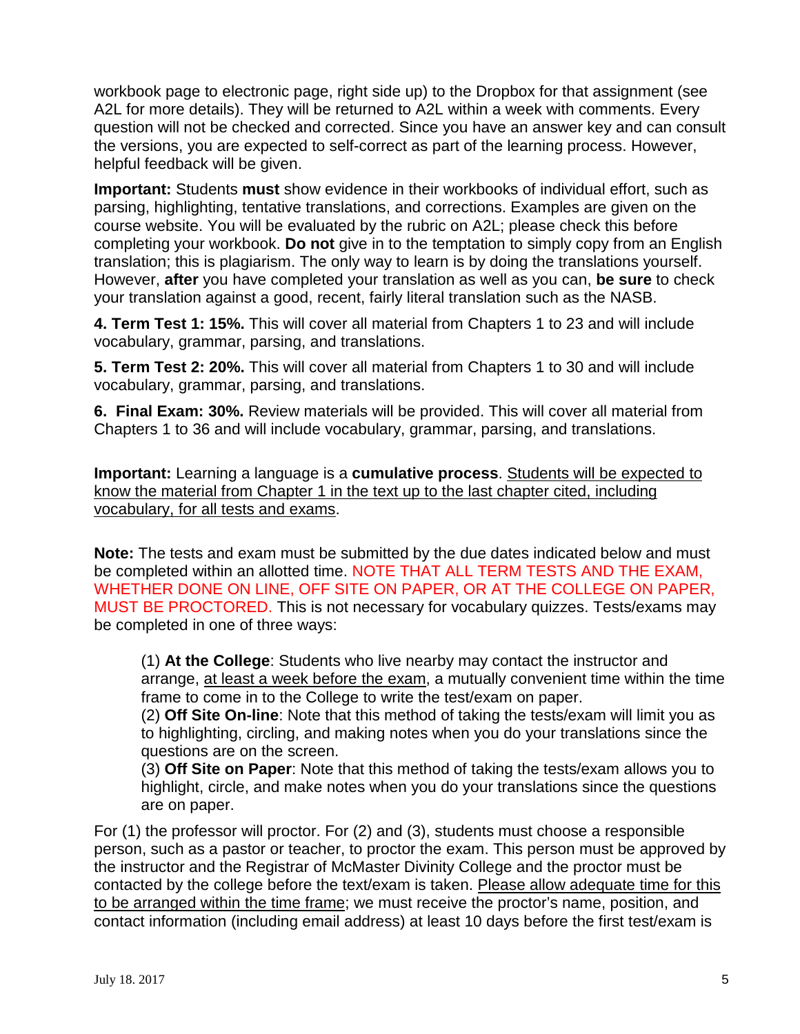workbook page to electronic page, right side up) to the Dropbox for that assignment (see A2L for more details). They will be returned to A2L within a week with comments. Every question will not be checked and corrected. Since you have an answer key and can consult the versions, you are expected to self-correct as part of the learning process. However, helpful feedback will be given.

**Important:** Students **must** show evidence in their workbooks of individual effort, such as parsing, highlighting, tentative translations, and corrections. Examples are given on the course website. You will be evaluated by the rubric on A2L; please check this before completing your workbook. **Do not** give in to the temptation to simply copy from an English translation; this is plagiarism. The only way to learn is by doing the translations yourself. However, **after** you have completed your translation as well as you can, **be sure** to check your translation against a good, recent, fairly literal translation such as the NASB.

**4. Term Test 1: 15%.** This will cover all material from Chapters 1 to 23 and will include vocabulary, grammar, parsing, and translations.

**5. Term Test 2: 20%.** This will cover all material from Chapters 1 to 30 and will include vocabulary, grammar, parsing, and translations.

**6. Final Exam: 30%.** Review materials will be provided. This will cover all material from Chapters 1 to 36 and will include vocabulary, grammar, parsing, and translations.

**Important:** Learning a language is a **cumulative process**. Students will be expected to know the material from Chapter 1 in the text up to the last chapter cited, including vocabulary, for all tests and exams.

**Note:** The tests and exam must be submitted by the due dates indicated below and must be completed within an allotted time. NOTE THAT ALL TERM TESTS AND THE EXAM, WHETHER DONE ON LINE, OFF SITE ON PAPER, OR AT THE COLLEGE ON PAPER, MUST BE PROCTORED. This is not necessary for vocabulary quizzes. Tests/exams may be completed in one of three ways:

(1) **At the College**: Students who live nearby may contact the instructor and arrange, at least a week before the exam, a mutually convenient time within the time frame to come in to the College to write the test/exam on paper.
(2) **Off Site On-line**: Note that this method of taking the tests/exam will limit you as to highlighting, circling, and making notes when you do your translations since the questions are on the screen.
(3) **Off Site on Paper**: Note that this method of taking the tests/exam allows you to highlight, circle, and make notes when you do your translations since the questions are on paper.

For (1) the professor will proctor. For (2) and (3), students must choose a responsible person, such as a pastor or teacher, to proctor the exam. This person must be approved by the instructor and the Registrar of McMaster Divinity College and the proctor must be contacted by the college before the text/exam is taken. Please allow adequate time for this to be arranged within the time frame; we must receive the proctor's name, position, and contact information (including email address) at least 10 days before the first test/exam is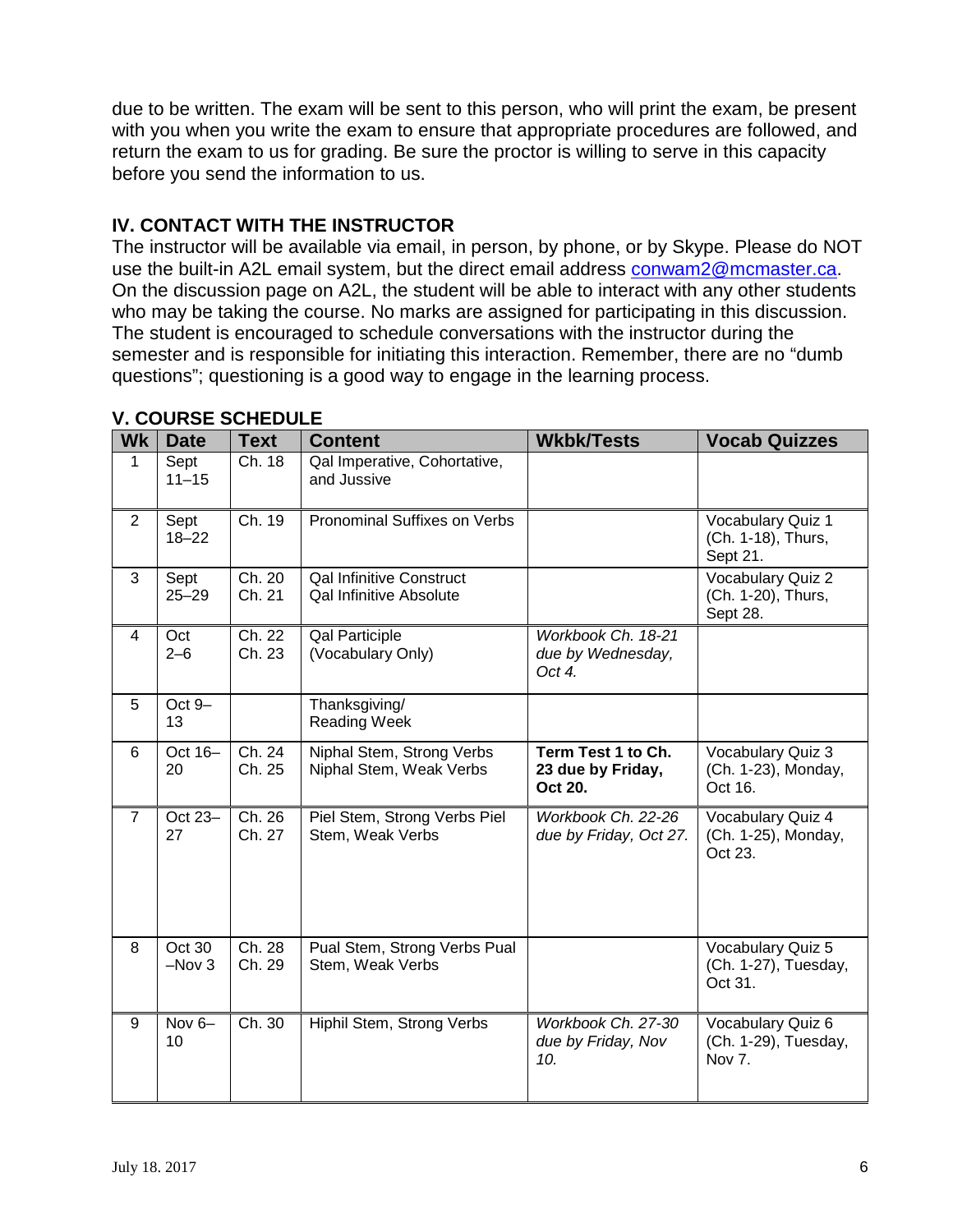due to be written. The exam will be sent to this person, who will print the exam, be present with you when you write the exam to ensure that appropriate procedures are followed, and return the exam to us for grading. Be sure the proctor is willing to serve in this capacity before you send the information to us.

## IV. CONTACT WITH THE INSTRUCTOR

The instructor will be available via email, in person, by phone, or by Skype. Please do NOT use the built-in A2L email system, but the direct email address conwam2@mcmaster.ca. On the discussion page on A2L, the student will be able to interact with any other students who may be taking the course. No marks are assigned for participating in this discussion. The student is encouraged to schedule conversations with the instructor during the semester and is responsible for initiating this interaction. Remember, there are no "dumb questions"; questioning is a good way to engage in the learning process.

## V. COURSE SCHEDULE

| Wk | Date | Text | Content | Wkbk/Tests | Vocab Quizzes |
|---|---|---|---|---|---|
| 1 | Sept 11–15 | Ch. 18 | Qal Imperative, Cohortative, and Jussive | | |
| 2 | Sept 18–22 | Ch. 19 | Pronominal Suffixes on Verbs | | Vocabulary Quiz 1 (Ch. 1-18), Thurs, Sept 21. |
| 3 | Sept 25–29 | Ch. 20<br>Ch. 21 | Qal Infinitive Construct<br>Qal Infinitive Absolute | | Vocabulary Quiz 2 (Ch. 1-20), Thurs, Sept 28. |
| 4 | Oct 2–6 | Ch. 22<br>Ch. 23 | Qal Participle<br>(Vocabulary Only) | *Workbook Ch. 18-21 due by Wednesday, Oct 4.* | |
| 5 | Oct 9–13 | | Thanksgiving/ Reading Week | | |
| 6 | Oct 16–20 | Ch. 24<br>Ch. 25 | Niphal Stem, Strong Verbs<br>Niphal Stem, Weak Verbs | **Term Test 1 to Ch. 23 due by Friday, Oct 20.** | Vocabulary Quiz 3 (Ch. 1-23), Monday, Oct 16. |
| 7 | Oct 23–27 | Ch. 26<br>Ch. 27 | Piel Stem, Strong Verbs Piel Stem, Weak Verbs | *Workbook Ch. 22-26 due by Friday, Oct 27.* | Vocabulary Quiz 4 (Ch. 1-25), Monday, Oct 23. |
| 8 | Oct 30 –Nov 3 | Ch. 28<br>Ch. 29 | Pual Stem, Strong Verbs Pual Stem, Weak Verbs | | Vocabulary Quiz 5 (Ch. 1-27), Tuesday, Oct 31. |
| 9 | Nov 6–10 | Ch. 30 | Hiphil Stem, Strong Verbs | *Workbook Ch. 27-30 due by Friday, Nov 10.* | Vocabulary Quiz 6 (Ch. 1-29), Tuesday, Nov 7. |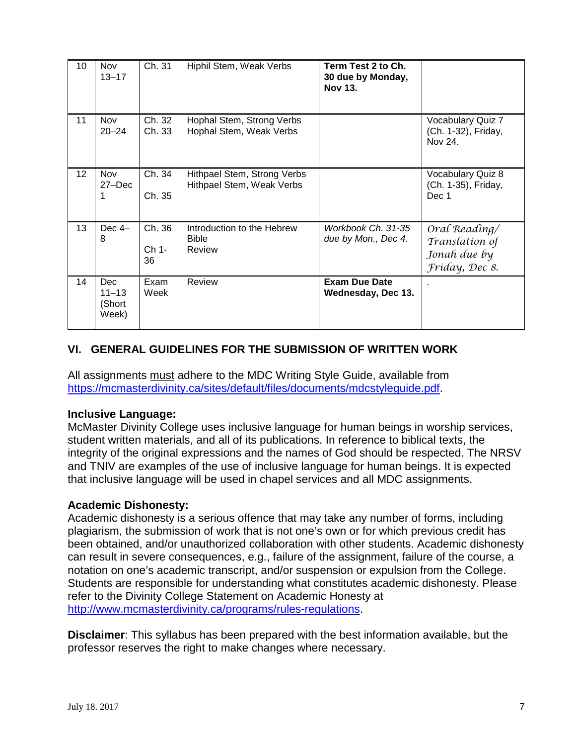| | | | | | |
|---|---|---|---|---|---|
| 10 | Nov 13–17 | Ch. 31 | Hiphil Stem, Weak Verbs | **Term Test 2 to Ch. 30 due by Monday, Nov 13.** | |
| 11 | Nov 20–24 | Ch. 32<br>Ch. 33 | Hophal Stem, Strong Verbs<br>Hophal Stem, Weak Verbs | | Vocabulary Quiz 7 (Ch. 1-32), Friday, Nov 24. |
| 12 | Nov 27–Dec 1 | Ch. 34<br>Ch. 35 | Hithpael Stem, Strong Verbs<br>Hithpael Stem, Weak Verbs | | Vocabulary Quiz 8 (Ch. 1-35), Friday, Dec 1 |
| 13 | Dec 4–8 | Ch. 36<br>Ch 1-36 | Introduction to the Hebrew Bible<br>Review | *Workbook Ch. 31-35 due by Mon., Dec 4.* | *Oral Reading/ Translation of Jonah due by Friday, Dec 8.* |
| 14 | Dec 11–13 (Short Week) | Exam Week | Review | **Exam Due Date Wednesday, Dec 13.** | . |

## VI. GENERAL GUIDELINES FOR THE SUBMISSION OF WRITTEN WORK

All assignments must adhere to the MDC Writing Style Guide, available from https://mcmasterdivinity.ca/sites/default/files/documents/mdcstyleguide.pdf.

### Inclusive Language:

McMaster Divinity College uses inclusive language for human beings in worship services, student written materials, and all of its publications. In reference to biblical texts, the integrity of the original expressions and the names of God should be respected. The NRSV and TNIV are examples of the use of inclusive language for human beings. It is expected that inclusive language will be used in chapel services and all MDC assignments.

### Academic Dishonesty:

Academic dishonesty is a serious offence that may take any number of forms, including plagiarism, the submission of work that is not one's own or for which previous credit has been obtained, and/or unauthorized collaboration with other students. Academic dishonesty can result in severe consequences, e.g., failure of the assignment, failure of the course, a notation on one's academic transcript, and/or suspension or expulsion from the College. Students are responsible for understanding what constitutes academic dishonesty. Please refer to the Divinity College Statement on Academic Honesty at http://www.mcmasterdivinity.ca/programs/rules-regulations.

**Disclaimer**: This syllabus has been prepared with the best information available, but the professor reserves the right to make changes where necessary.

July 18. 2017